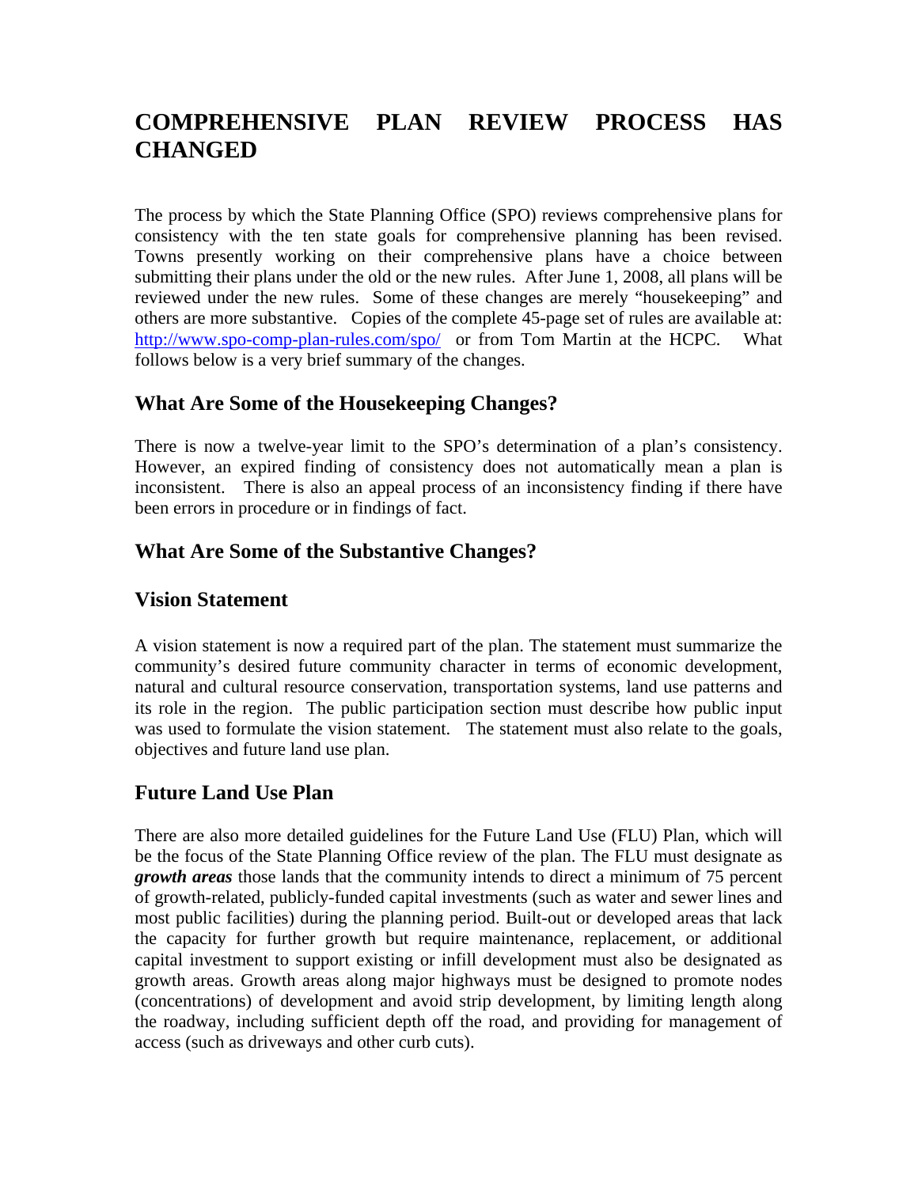# COMPREHENSIVE PLAN REVIEW PROCESS HAS CHANGED

The process by which the State Planning Office (SPO) reviews comprehensive plans for consistency with the ten state goals for comprehensive planning has been revised. Towns presently working on their comprehensive plans have a choice between submitting their plans under the old or the new rules. After June 1, 2008, all plans will be reviewed under the new rules. Some of these changes are merely "housekeeping" and others are more substantive. Copies of the complete 45-page set of rules are available at: http://www.spo-comp-plan-rules.com/spo/ or from Tom Martin at the HCPC. What follows below is a very brief summary of the changes.

## What Are Some of the Housekeeping Changes?

There is now a twelve-year limit to the SPO's determination of a plan's consistency. However, an expired finding of consistency does not automatically mean a plan is inconsistent. There is also an appeal process of an inconsistency finding if there have been errors in procedure or in findings of fact.

## What Are Some of the Substantive Changes?

## Vision Statement

A vision statement is now a required part of the plan. The statement must summarize the community's desired future community character in terms of economic development, natural and cultural resource conservation, transportation systems, land use patterns and its role in the region. The public participation section must describe how public input was used to formulate the vision statement. The statement must also relate to the goals, objectives and future land use plan.

## Future Land Use Plan

There are also more detailed guidelines for the Future Land Use (FLU) Plan, which will be the focus of the State Planning Office review of the plan. The FLU must designate as ***growth areas*** those lands that the community intends to direct a minimum of 75 percent of growth-related, publicly-funded capital investments (such as water and sewer lines and most public facilities) during the planning period. Built-out or developed areas that lack the capacity for further growth but require maintenance, replacement, or additional capital investment to support existing or infill development must also be designated as growth areas. Growth areas along major highways must be designed to promote nodes (concentrations) of development and avoid strip development, by limiting length along the roadway, including sufficient depth off the road, and providing for management of access (such as driveways and other curb cuts).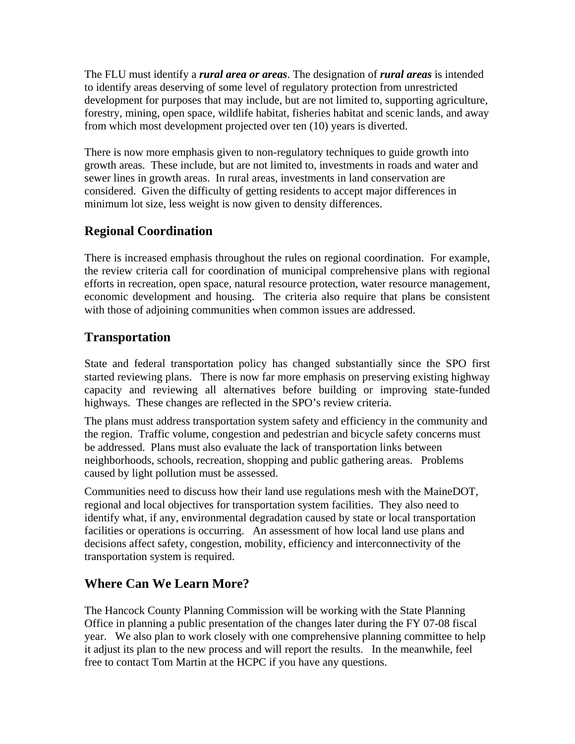The FLU must identify a ***rural area or areas***. The designation of ***rural areas*** is intended to identify areas deserving of some level of regulatory protection from unrestricted development for purposes that may include, but are not limited to, supporting agriculture, forestry, mining, open space, wildlife habitat, fisheries habitat and scenic lands, and away from which most development projected over ten (10) years is diverted.

There is now more emphasis given to non-regulatory techniques to guide growth into growth areas. These include, but are not limited to, investments in roads and water and sewer lines in growth areas. In rural areas, investments in land conservation are considered. Given the difficulty of getting residents to accept major differences in minimum lot size, less weight is now given to density differences.

## Regional Coordination

There is increased emphasis throughout the rules on regional coordination. For example, the review criteria call for coordination of municipal comprehensive plans with regional efforts in recreation, open space, natural resource protection, water resource management, economic development and housing. The criteria also require that plans be consistent with those of adjoining communities when common issues are addressed.

## Transportation

State and federal transportation policy has changed substantially since the SPO first started reviewing plans. There is now far more emphasis on preserving existing highway capacity and reviewing all alternatives before building or improving state-funded highways. These changes are reflected in the SPO's review criteria.

The plans must address transportation system safety and efficiency in the community and the region. Traffic volume, congestion and pedestrian and bicycle safety concerns must be addressed. Plans must also evaluate the lack of transportation links between neighborhoods, schools, recreation, shopping and public gathering areas. Problems caused by light pollution must be assessed.

Communities need to discuss how their land use regulations mesh with the MaineDOT, regional and local objectives for transportation system facilities. They also need to identify what, if any, environmental degradation caused by state or local transportation facilities or operations is occurring. An assessment of how local land use plans and decisions affect safety, congestion, mobility, efficiency and interconnectivity of the transportation system is required.

## Where Can We Learn More?

The Hancock County Planning Commission will be working with the State Planning Office in planning a public presentation of the changes later during the FY 07-08 fiscal year. We also plan to work closely with one comprehensive planning committee to help it adjust its plan to the new process and will report the results. In the meanwhile, feel free to contact Tom Martin at the HCPC if you have any questions.